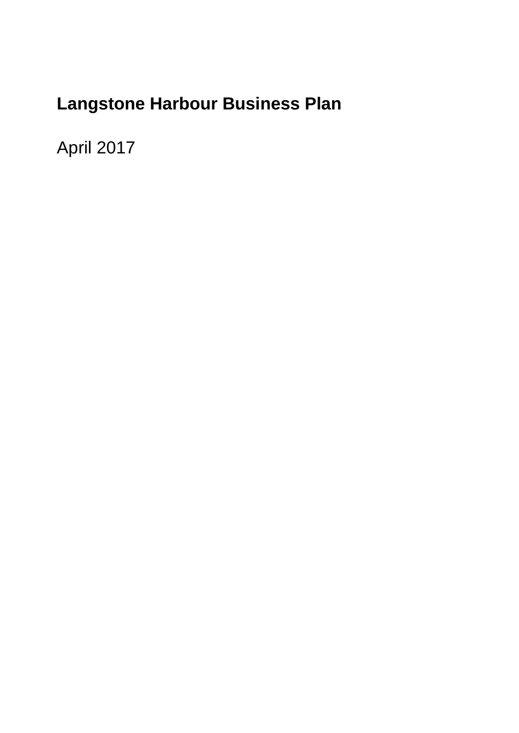# Langstone Harbour Business Plan

April 2017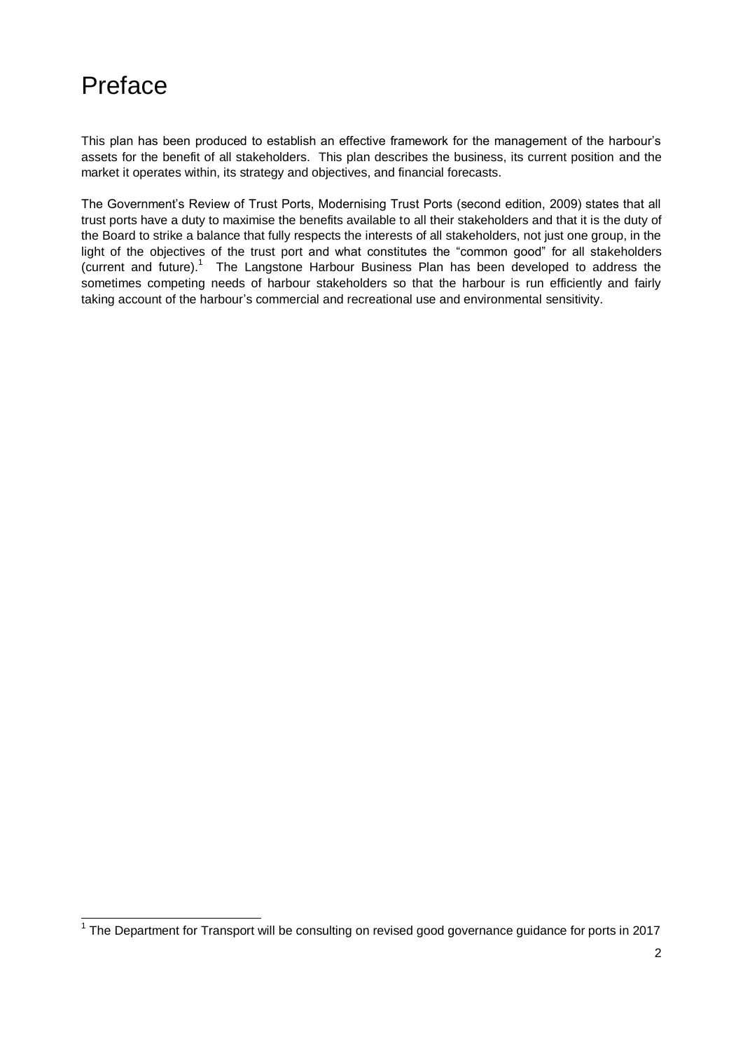# Preface

This plan has been produced to establish an effective framework for the management of the harbour's assets for the benefit of all stakeholders. This plan describes the business, its current position and the market it operates within, its strategy and objectives, and financial forecasts.

The Government's Review of Trust Ports, Modernising Trust Ports (second edition, 2009) states that all trust ports have a duty to maximise the benefits available to all their stakeholders and that it is the duty of the Board to strike a balance that fully respects the interests of all stakeholders, not just one group, in the light of the objectives of the trust port and what constitutes the "common good" for all stakeholders (current and future).[1] The Langstone Harbour Business Plan has been developed to address the sometimes competing needs of harbour stakeholders so that the harbour is run efficiently and fairly taking account of the harbour's commercial and recreational use and environmental sensitivity.

[1] The Department for Transport will be consulting on revised good governance guidance for ports in 2017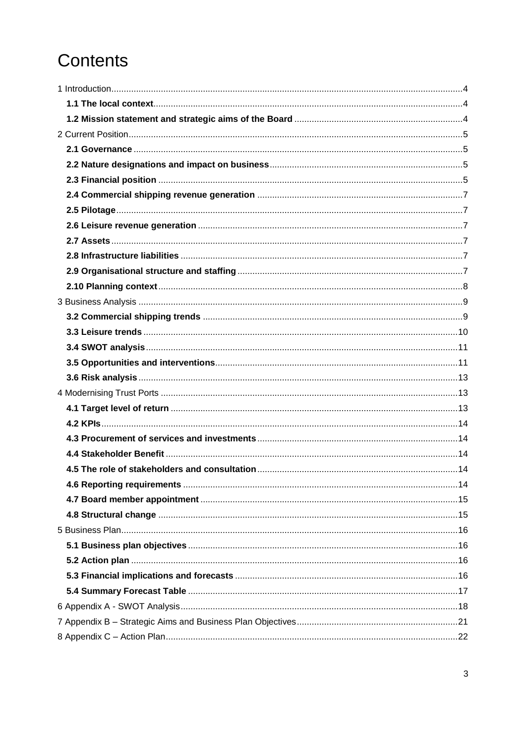# Contents

1 Introduction....4
- **1.1 The local context**....4
- **1.2 Mission statement and strategic aims of the Board**....4

2 Current Position....5
- **2.1 Governance**....5
- **2.2 Nature designations and impact on business**....5
- **2.3 Financial position**....5
- **2.4 Commercial shipping revenue generation**....7
- **2.5 Pilotage**....7
- **2.6 Leisure revenue generation**....7
- **2.7 Assets**....7
- **2.8 Infrastructure liabilities**....7
- **2.9 Organisational structure and staffing**....7
- **2.10 Planning context**....8

3 Business Analysis....9
- **3.2 Commercial shipping trends**....9
- **3.3 Leisure trends**....10
- **3.4 SWOT analysis**....11
- **3.5 Opportunities and interventions**....11
- **3.6 Risk analysis**....13

4 Modernising Trust Ports....13
- **4.1 Target level of return**....13
- **4.2 KPIs**....14
- **4.3 Procurement of services and investments**....14
- **4.4 Stakeholder Benefit**....14
- **4.5 The role of stakeholders and consultation**....14
- **4.6 Reporting requirements**....14
- **4.7 Board member appointment**....15
- **4.8 Structural change**....15

5 Business Plan....16
- **5.1 Business plan objectives**....16
- **5.2 Action plan**....16
- **5.3 Financial implications and forecasts**....16
- **5.4 Summary Forecast Table**....17

6 Appendix A - SWOT Analysis....18

7 Appendix B – Strategic Aims and Business Plan Objectives....21

8 Appendix C – Action Plan....22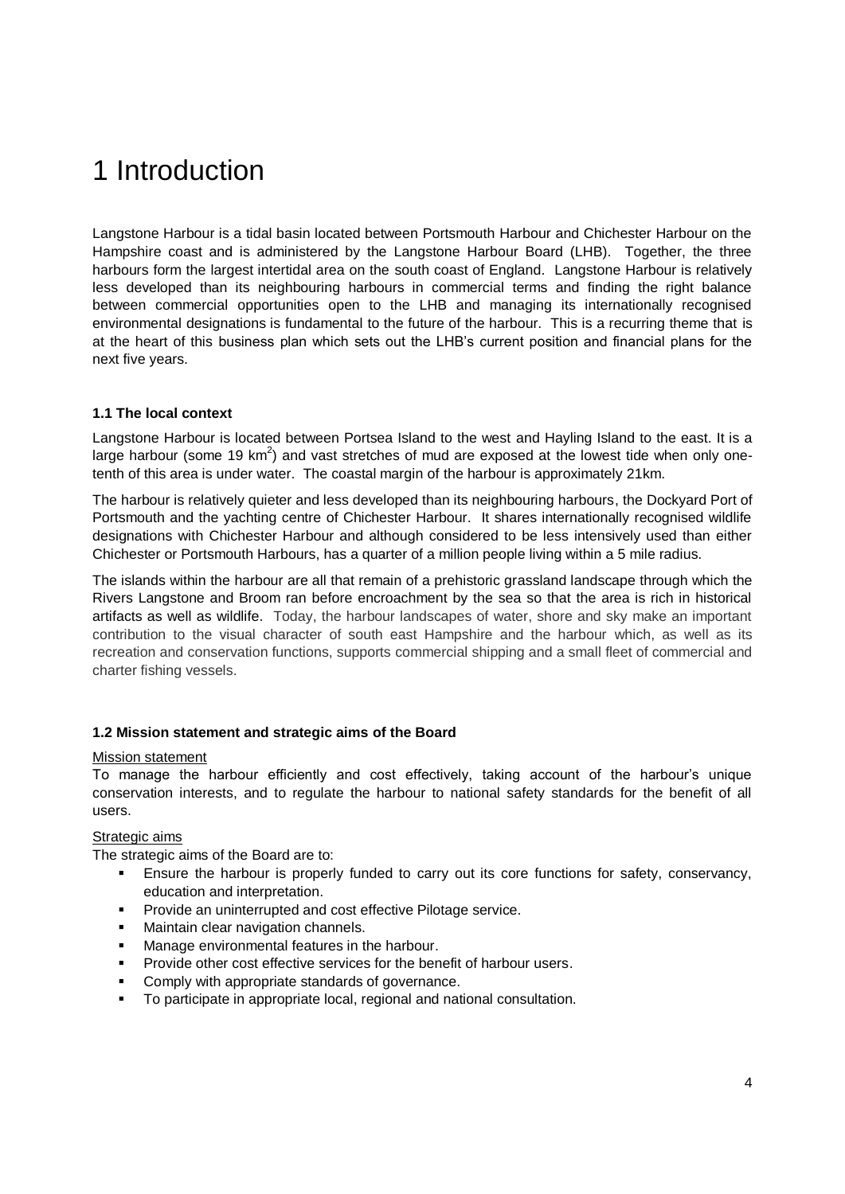# 1 Introduction

Langstone Harbour is a tidal basin located between Portsmouth Harbour and Chichester Harbour on the Hampshire coast and is administered by the Langstone Harbour Board (LHB). Together, the three harbours form the largest intertidal area on the south coast of England. Langstone Harbour is relatively less developed than its neighbouring harbours in commercial terms and finding the right balance between commercial opportunities open to the LHB and managing its internationally recognised environmental designations is fundamental to the future of the harbour. This is a recurring theme that is at the heart of this business plan which sets out the LHB's current position and financial plans for the next five years.

### 1.1 The local context

Langstone Harbour is located between Portsea Island to the west and Hayling Island to the east. It is a large harbour (some 19 $km^2$) and vast stretches of mud are exposed at the lowest tide when only one-tenth of this area is under water. The coastal margin of the harbour is approximately 21km.

The harbour is relatively quieter and less developed than its neighbouring harbours, the Dockyard Port of Portsmouth and the yachting centre of Chichester Harbour. It shares internationally recognised wildlife designations with Chichester Harbour and although considered to be less intensively used than either Chichester or Portsmouth Harbours, has a quarter of a million people living within a 5 mile radius.

The islands within the harbour are all that remain of a prehistoric grassland landscape through which the Rivers Langstone and Broom ran before encroachment by the sea so that the area is rich in historical artifacts as well as wildlife. Today, the harbour landscapes of water, shore and sky make an important contribution to the visual character of south east Hampshire and the harbour which, as well as its recreation and conservation functions, supports commercial shipping and a small fleet of commercial and charter fishing vessels.

### 1.2 Mission statement and strategic aims of the Board

Mission statement

To manage the harbour efficiently and cost effectively, taking account of the harbour's unique conservation interests, and to regulate the harbour to national safety standards for the benefit of all users.

Strategic aims

The strategic aims of the Board are to:

- Ensure the harbour is properly funded to carry out its core functions for safety, conservancy, education and interpretation.
- Provide an uninterrupted and cost effective Pilotage service.
- Maintain clear navigation channels.
- Manage environmental features in the harbour.
- Provide other cost effective services for the benefit of harbour users.
- Comply with appropriate standards of governance.
- To participate in appropriate local, regional and national consultation.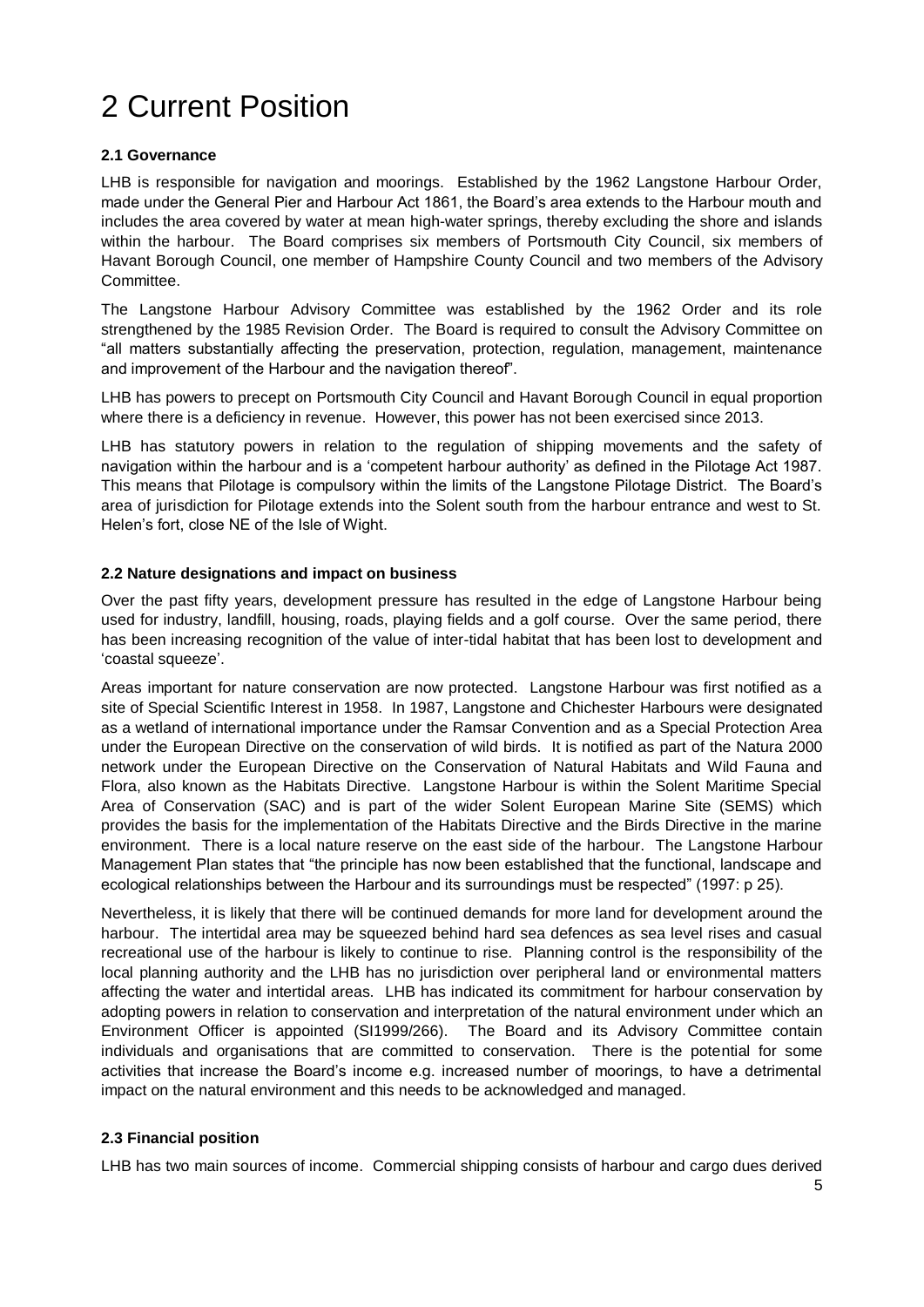# 2 Current Position

### 2.1 Governance

LHB is responsible for navigation and moorings. Established by the 1962 Langstone Harbour Order, made under the General Pier and Harbour Act 1861, the Board's area extends to the Harbour mouth and includes the area covered by water at mean high-water springs, thereby excluding the shore and islands within the harbour. The Board comprises six members of Portsmouth City Council, six members of Havant Borough Council, one member of Hampshire County Council and two members of the Advisory Committee.

The Langstone Harbour Advisory Committee was established by the 1962 Order and its role strengthened by the 1985 Revision Order. The Board is required to consult the Advisory Committee on "all matters substantially affecting the preservation, protection, regulation, management, maintenance and improvement of the Harbour and the navigation thereof".

LHB has powers to precept on Portsmouth City Council and Havant Borough Council in equal proportion where there is a deficiency in revenue. However, this power has not been exercised since 2013.

LHB has statutory powers in relation to the regulation of shipping movements and the safety of navigation within the harbour and is a 'competent harbour authority' as defined in the Pilotage Act 1987. This means that Pilotage is compulsory within the limits of the Langstone Pilotage District. The Board's area of jurisdiction for Pilotage extends into the Solent south from the harbour entrance and west to St. Helen's fort, close NE of the Isle of Wight.

### 2.2 Nature designations and impact on business

Over the past fifty years, development pressure has resulted in the edge of Langstone Harbour being used for industry, landfill, housing, roads, playing fields and a golf course. Over the same period, there has been increasing recognition of the value of inter-tidal habitat that has been lost to development and 'coastal squeeze'.

Areas important for nature conservation are now protected. Langstone Harbour was first notified as a site of Special Scientific Interest in 1958. In 1987, Langstone and Chichester Harbours were designated as a wetland of international importance under the Ramsar Convention and as a Special Protection Area under the European Directive on the conservation of wild birds. It is notified as part of the Natura 2000 network under the European Directive on the Conservation of Natural Habitats and Wild Fauna and Flora, also known as the Habitats Directive. Langstone Harbour is within the Solent Maritime Special Area of Conservation (SAC) and is part of the wider Solent European Marine Site (SEMS) which provides the basis for the implementation of the Habitats Directive and the Birds Directive in the marine environment. There is a local nature reserve on the east side of the harbour. The Langstone Harbour Management Plan states that "the principle has now been established that the functional, landscape and ecological relationships between the Harbour and its surroundings must be respected" (1997: p 25).

Nevertheless, it is likely that there will be continued demands for more land for development around the harbour. The intertidal area may be squeezed behind hard sea defences as sea level rises and casual recreational use of the harbour is likely to continue to rise. Planning control is the responsibility of the local planning authority and the LHB has no jurisdiction over peripheral land or environmental matters affecting the water and intertidal areas. LHB has indicated its commitment for harbour conservation by adopting powers in relation to conservation and interpretation of the natural environment under which an Environment Officer is appointed (SI1999/266). The Board and its Advisory Committee contain individuals and organisations that are committed to conservation. There is the potential for some activities that increase the Board's income e.g. increased number of moorings, to have a detrimental impact on the natural environment and this needs to be acknowledged and managed.

### 2.3 Financial position

LHB has two main sources of income. Commercial shipping consists of harbour and cargo dues derived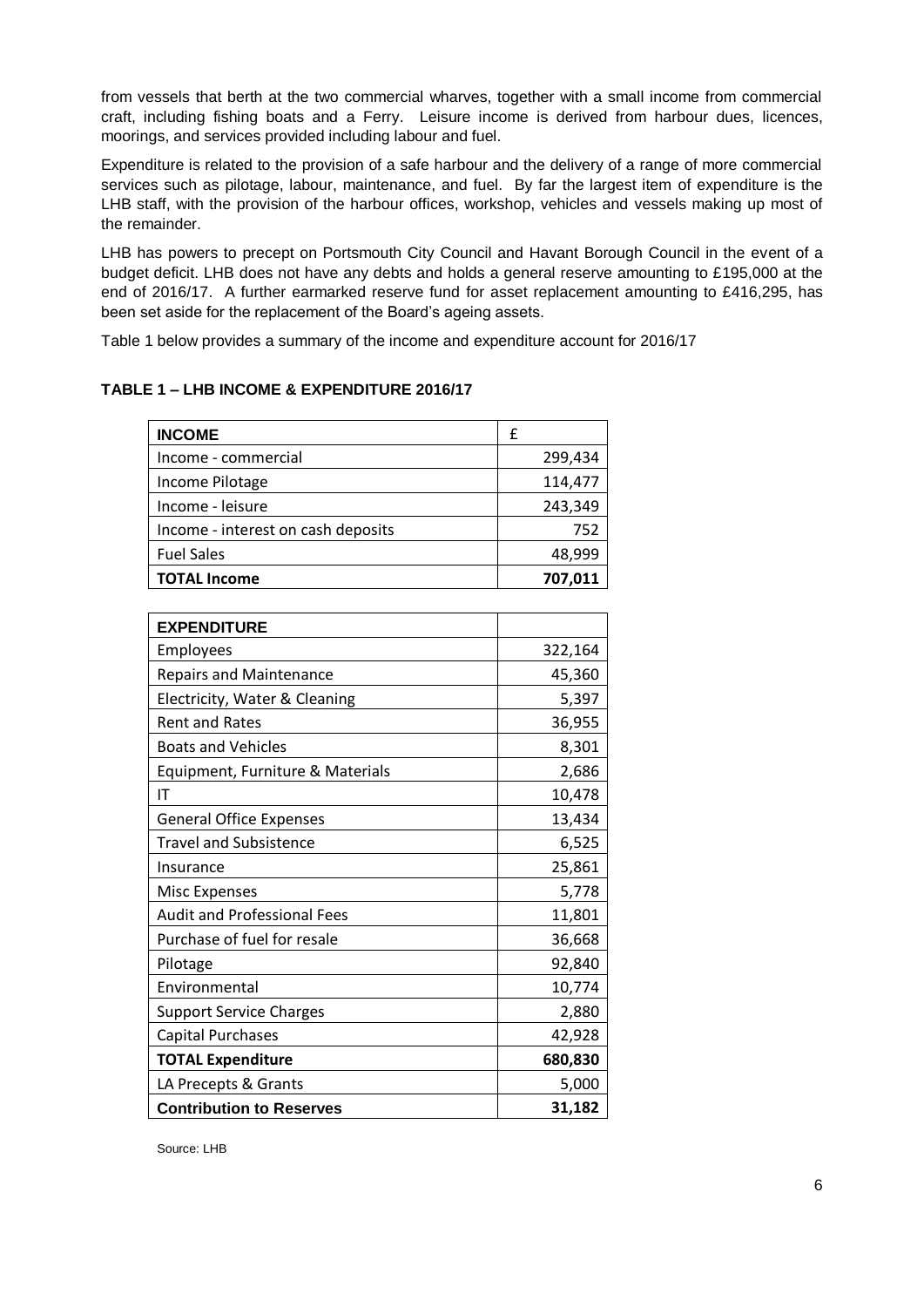from vessels that berth at the two commercial wharves, together with a small income from commercial craft, including fishing boats and a Ferry. Leisure income is derived from harbour dues, licences, moorings, and services provided including labour and fuel.

Expenditure is related to the provision of a safe harbour and the delivery of a range of more commercial services such as pilotage, labour, maintenance, and fuel. By far the largest item of expenditure is the LHB staff, with the provision of the harbour offices, workshop, vehicles and vessels making up most of the remainder.

LHB has powers to precept on Portsmouth City Council and Havant Borough Council in the event of a budget deficit. LHB does not have any debts and holds a general reserve amounting to £195,000 at the end of 2016/17. A further earmarked reserve fund for asset replacement amounting to £416,295, has been set aside for the replacement of the Board's ageing assets.

Table 1 below provides a summary of the income and expenditure account for 2016/17

**TABLE 1 – LHB INCOME & EXPENDITURE 2016/17**

| **INCOME** | £ |
|---|---|
| Income - commercial | 299,434 |
| Income Pilotage | 114,477 |
| Income - leisure | 243,349 |
| Income - interest on cash deposits | 752 |
| Fuel Sales | 48,999 |
| **TOTAL Income** | **707,011** |

| **EXPENDITURE** | |
|---|---|
| Employees | 322,164 |
| Repairs and Maintenance | 45,360 |
| Electricity, Water & Cleaning | 5,397 |
| Rent and Rates | 36,955 |
| Boats and Vehicles | 8,301 |
| Equipment, Furniture & Materials | 2,686 |
| IT | 10,478 |
| General Office Expenses | 13,434 |
| Travel and Subsistence | 6,525 |
| Insurance | 25,861 |
| Misc Expenses | 5,778 |
| Audit and Professional Fees | 11,801 |
| Purchase of fuel for resale | 36,668 |
| Pilotage | 92,840 |
| Environmental | 10,774 |
| Support Service Charges | 2,880 |
| Capital Purchases | 42,928 |
| **TOTAL Expenditure** | **680,830** |
| LA Precepts & Grants | 5,000 |
| **Contribution to Reserves** | **31,182** |

Source: LHB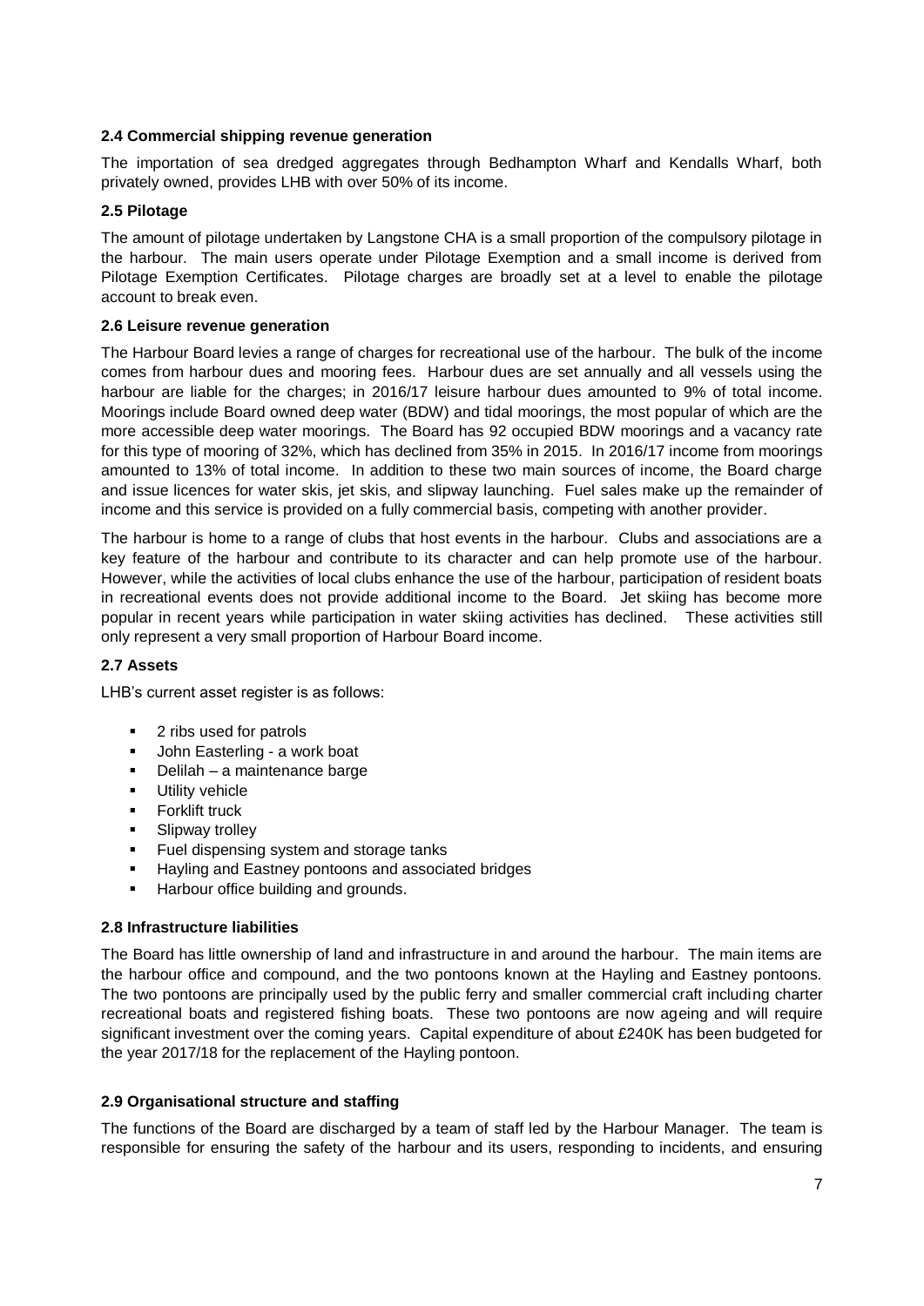### 2.4 Commercial shipping revenue generation

The importation of sea dredged aggregates through Bedhampton Wharf and Kendalls Wharf, both privately owned, provides LHB with over 50% of its income.

### 2.5 Pilotage

The amount of pilotage undertaken by Langstone CHA is a small proportion of the compulsory pilotage in the harbour. The main users operate under Pilotage Exemption and a small income is derived from Pilotage Exemption Certificates. Pilotage charges are broadly set at a level to enable the pilotage account to break even.

### 2.6 Leisure revenue generation

The Harbour Board levies a range of charges for recreational use of the harbour. The bulk of the income comes from harbour dues and mooring fees. Harbour dues are set annually and all vessels using the harbour are liable for the charges; in 2016/17 leisure harbour dues amounted to 9% of total income. Moorings include Board owned deep water (BDW) and tidal moorings, the most popular of which are the more accessible deep water moorings. The Board has 92 occupied BDW moorings and a vacancy rate for this type of mooring of 32%, which has declined from 35% in 2015. In 2016/17 income from moorings amounted to 13% of total income. In addition to these two main sources of income, the Board charge and issue licences for water skis, jet skis, and slipway launching. Fuel sales make up the remainder of income and this service is provided on a fully commercial basis, competing with another provider.

The harbour is home to a range of clubs that host events in the harbour. Clubs and associations are a key feature of the harbour and contribute to its character and can help promote use of the harbour. However, while the activities of local clubs enhance the use of the harbour, participation of resident boats in recreational events does not provide additional income to the Board. Jet skiing has become more popular in recent years while participation in water skiing activities has declined. These activities still only represent a very small proportion of Harbour Board income.

### 2.7 Assets

LHB's current asset register is as follows:

- 2 ribs used for patrols
- John Easterling - a work boat
- Delilah – a maintenance barge
- Utility vehicle
- Forklift truck
- Slipway trolley
- Fuel dispensing system and storage tanks
- Hayling and Eastney pontoons and associated bridges
- Harbour office building and grounds.

### 2.8 Infrastructure liabilities

The Board has little ownership of land and infrastructure in and around the harbour. The main items are the harbour office and compound, and the two pontoons known at the Hayling and Eastney pontoons. The two pontoons are principally used by the public ferry and smaller commercial craft including charter recreational boats and registered fishing boats. These two pontoons are now ageing and will require significant investment over the coming years. Capital expenditure of about £240K has been budgeted for the year 2017/18 for the replacement of the Hayling pontoon.

### 2.9 Organisational structure and staffing

The functions of the Board are discharged by a team of staff led by the Harbour Manager. The team is responsible for ensuring the safety of the harbour and its users, responding to incidents, and ensuring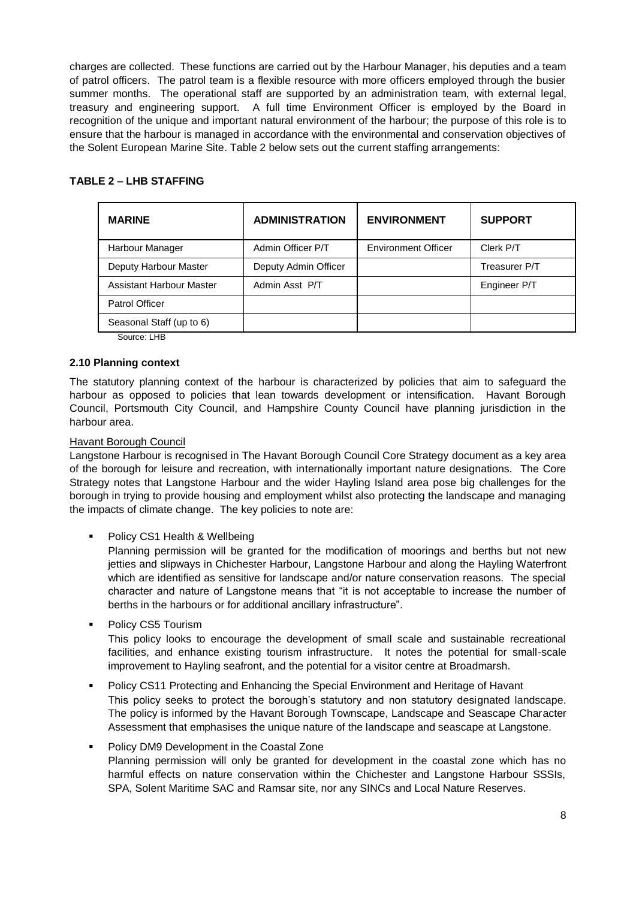charges are collected. These functions are carried out by the Harbour Manager, his deputies and a team of patrol officers. The patrol team is a flexible resource with more officers employed through the busier summer months. The operational staff are supported by an administration team, with external legal, treasury and engineering support. A full time Environment Officer is employed by the Board in recognition of the unique and important natural environment of the harbour; the purpose of this role is to ensure that the harbour is managed in accordance with the environmental and conservation objectives of the Solent European Marine Site. Table 2 below sets out the current staffing arrangements:

**TABLE 2 – LHB STAFFING**

| MARINE | ADMINISTRATION | ENVIRONMENT | SUPPORT |
|---|---|---|---|
| Harbour Manager | Admin Officer P/T | Environment Officer | Clerk P/T |
| Deputy Harbour Master | Deputy Admin Officer | | Treasurer P/T |
| Assistant Harbour Master | Admin Asst P/T | | Engineer P/T |
| Patrol Officer | | | |
| Seasonal Staff (up to 6) | | | |

Source: LHB

### 2.10 Planning context

The statutory planning context of the harbour is characterized by policies that aim to safeguard the harbour as opposed to policies that lean towards development or intensification. Havant Borough Council, Portsmouth City Council, and Hampshire County Council have planning jurisdiction in the harbour area.

Havant Borough Council

Langstone Harbour is recognised in The Havant Borough Council Core Strategy document as a key area of the borough for leisure and recreation, with internationally important nature designations. The Core Strategy notes that Langstone Harbour and the wider Hayling Island area pose big challenges for the borough in trying to provide housing and employment whilst also protecting the landscape and managing the impacts of climate change. The key policies to note are:

- Policy CS1 Health & Wellbeing
  Planning permission will be granted for the modification of moorings and berths but not new jetties and slipways in Chichester Harbour, Langstone Harbour and along the Hayling Waterfront which are identified as sensitive for landscape and/or nature conservation reasons. The special character and nature of Langstone means that "it is not acceptable to increase the number of berths in the harbours or for additional ancillary infrastructure".
- Policy CS5 Tourism
  This policy looks to encourage the development of small scale and sustainable recreational facilities, and enhance existing tourism infrastructure. It notes the potential for small-scale improvement to Hayling seafront, and the potential for a visitor centre at Broadmarsh.
- Policy CS11 Protecting and Enhancing the Special Environment and Heritage of Havant
  This policy seeks to protect the borough's statutory and non statutory designated landscape. The policy is informed by the Havant Borough Townscape, Landscape and Seascape Character Assessment that emphasises the unique nature of the landscape and seascape at Langstone.
- Policy DM9 Development in the Coastal Zone
  Planning permission will only be granted for development in the coastal zone which has no harmful effects on nature conservation within the Chichester and Langstone Harbour SSSIs, SPA, Solent Maritime SAC and Ramsar site, nor any SINCs and Local Nature Reserves.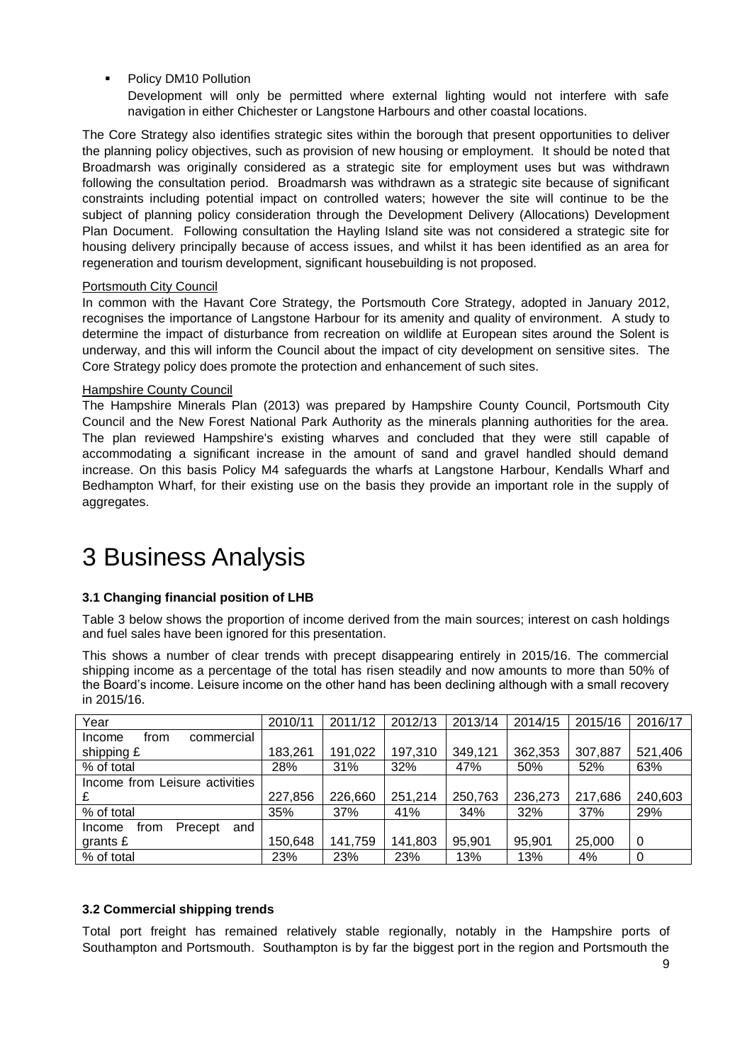- Policy DM10 Pollution
  Development will only be permitted where external lighting would not interfere with safe navigation in either Chichester or Langstone Harbours and other coastal locations.

The Core Strategy also identifies strategic sites within the borough that present opportunities to deliver the planning policy objectives, such as provision of new housing or employment. It should be noted that Broadmarsh was originally considered as a strategic site for employment uses but was withdrawn following the consultation period. Broadmarsh was withdrawn as a strategic site because of significant constraints including potential impact on controlled waters; however the site will continue to be the subject of planning policy consideration through the Development Delivery (Allocations) Development Plan Document. Following consultation the Hayling Island site was not considered a strategic site for housing delivery principally because of access issues, and whilst it has been identified as an area for regeneration and tourism development, significant housebuilding is not proposed.

Portsmouth City Council

In common with the Havant Core Strategy, the Portsmouth Core Strategy, adopted in January 2012, recognises the importance of Langstone Harbour for its amenity and quality of environment. A study to determine the impact of disturbance from recreation on wildlife at European sites around the Solent is underway, and this will inform the Council about the impact of city development on sensitive sites. The Core Strategy policy does promote the protection and enhancement of such sites.

Hampshire County Council

The Hampshire Minerals Plan (2013) was prepared by Hampshire County Council, Portsmouth City Council and the New Forest National Park Authority as the minerals planning authorities for the area. The plan reviewed Hampshire's existing wharves and concluded that they were still capable of accommodating a significant increase in the amount of sand and gravel handled should demand increase. On this basis Policy M4 safeguards the wharfs at Langstone Harbour, Kendalls Wharf and Bedhampton Wharf, for their existing use on the basis they provide an important role in the supply of aggregates.

# 3 Business Analysis

### 3.1 Changing financial position of LHB

Table 3 below shows the proportion of income derived from the main sources; interest on cash holdings and fuel sales have been ignored for this presentation.

This shows a number of clear trends with precept disappearing entirely in 2015/16. The commercial shipping income as a percentage of the total has risen steadily and now amounts to more than 50% of the Board's income. Leisure income on the other hand has been declining although with a small recovery in 2015/16.

| Year | 2010/11 | 2011/12 | 2012/13 | 2013/14 | 2014/15 | 2015/16 | 2016/17 |
|---|---|---|---|---|---|---|---|
| Income from commercial shipping £ | 183,261 | 191,022 | 197,310 | 349,121 | 362,353 | 307,887 | 521,406 |
| % of total | 28% | 31% | 32% | 47% | 50% | 52% | 63% |
| Income from Leisure activities £ | 227,856 | 226,660 | 251,214 | 250,763 | 236,273 | 217,686 | 240,603 |
| % of total | 35% | 37% | 41% | 34% | 32% | 37% | 29% |
| Income from Precept and grants £ | 150,648 | 141,759 | 141,803 | 95,901 | 95,901 | 25,000 | 0 |
| % of total | 23% | 23% | 23% | 13% | 13% | 4% | 0 |

### 3.2 Commercial shipping trends

Total port freight has remained relatively stable regionally, notably in the Hampshire ports of Southampton and Portsmouth. Southampton is by far the biggest port in the region and Portsmouth the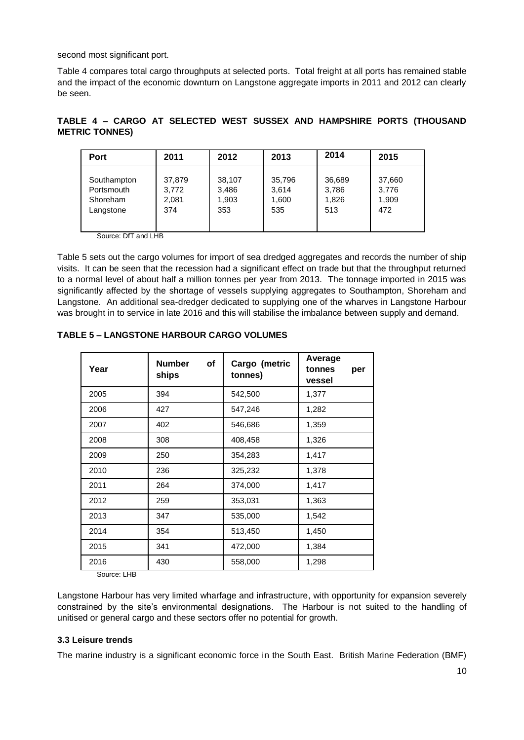second most significant port.

Table 4 compares total cargo throughputs at selected ports. Total freight at all ports has remained stable and the impact of the economic downturn on Langstone aggregate imports in 2011 and 2012 can clearly be seen.

**TABLE 4 – CARGO AT SELECTED WEST SUSSEX AND HAMPSHIRE PORTS (THOUSAND METRIC TONNES)**

| Port | 2011 | 2012 | 2013 | 2014 | 2015 |
|---|---|---|---|---|---|
| Southampton | 37,879 | 38,107 | 35,796 | 36,689 | 37,660 |
| Portsmouth | 3,772 | 3,486 | 3,614 | 3,786 | 3,776 |
| Shoreham | 2,081 | 1,903 | 1,600 | 1,826 | 1,909 |
| Langstone | 374 | 353 | 535 | 513 | 472 |

Source: DfT and LHB

Table 5 sets out the cargo volumes for import of sea dredged aggregates and records the number of ship visits. It can be seen that the recession had a significant effect on trade but that the throughput returned to a normal level of about half a million tonnes per year from 2013. The tonnage imported in 2015 was significantly affected by the shortage of vessels supplying aggregates to Southampton, Shoreham and Langstone. An additional sea-dredger dedicated to supplying one of the wharves in Langstone Harbour was brought in to service in late 2016 and this will stabilise the imbalance between supply and demand.

**TABLE 5 – LANGSTONE HARBOUR CARGO VOLUMES**

| Year | Number of ships | Cargo (metric tonnes) | Average tonnes per vessel |
|---|---|---|---|
| 2005 | 394 | 542,500 | 1,377 |
| 2006 | 427 | 547,246 | 1,282 |
| 2007 | 402 | 546,686 | 1,359 |
| 2008 | 308 | 408,458 | 1,326 |
| 2009 | 250 | 354,283 | 1,417 |
| 2010 | 236 | 325,232 | 1,378 |
| 2011 | 264 | 374,000 | 1,417 |
| 2012 | 259 | 353,031 | 1,363 |
| 2013 | 347 | 535,000 | 1,542 |
| 2014 | 354 | 513,450 | 1,450 |
| 2015 | 341 | 472,000 | 1,384 |
| 2016 | 430 | 558,000 | 1,298 |

Source: LHB

Langstone Harbour has very limited wharfage and infrastructure, with opportunity for expansion severely constrained by the site's environmental designations. The Harbour is not suited to the handling of unitised or general cargo and these sectors offer no potential for growth.

### 3.3 Leisure trends

The marine industry is a significant economic force in the South East. British Marine Federation (BMF)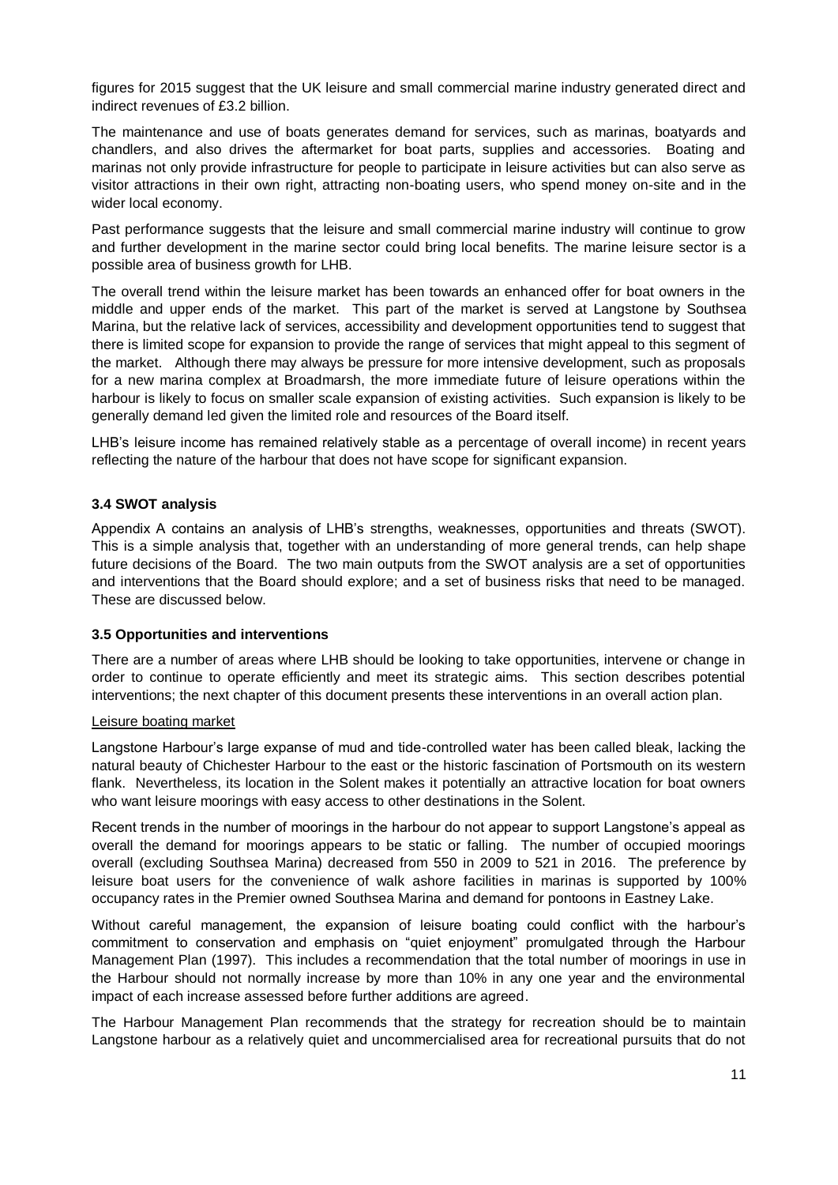figures for 2015 suggest that the UK leisure and small commercial marine industry generated direct and indirect revenues of £3.2 billion.

The maintenance and use of boats generates demand for services, such as marinas, boatyards and chandlers, and also drives the aftermarket for boat parts, supplies and accessories. Boating and marinas not only provide infrastructure for people to participate in leisure activities but can also serve as visitor attractions in their own right, attracting non-boating users, who spend money on-site and in the wider local economy.

Past performance suggests that the leisure and small commercial marine industry will continue to grow and further development in the marine sector could bring local benefits. The marine leisure sector is a possible area of business growth for LHB.

The overall trend within the leisure market has been towards an enhanced offer for boat owners in the middle and upper ends of the market. This part of the market is served at Langstone by Southsea Marina, but the relative lack of services, accessibility and development opportunities tend to suggest that there is limited scope for expansion to provide the range of services that might appeal to this segment of the market. Although there may always be pressure for more intensive development, such as proposals for a new marina complex at Broadmarsh, the more immediate future of leisure operations within the harbour is likely to focus on smaller scale expansion of existing activities. Such expansion is likely to be generally demand led given the limited role and resources of the Board itself.

LHB's leisure income has remained relatively stable as a percentage of overall income) in recent years reflecting the nature of the harbour that does not have scope for significant expansion.

### 3.4 SWOT analysis

Appendix A contains an analysis of LHB's strengths, weaknesses, opportunities and threats (SWOT). This is a simple analysis that, together with an understanding of more general trends, can help shape future decisions of the Board. The two main outputs from the SWOT analysis are a set of opportunities and interventions that the Board should explore; and a set of business risks that need to be managed. These are discussed below.

### 3.5 Opportunities and interventions

There are a number of areas where LHB should be looking to take opportunities, intervene or change in order to continue to operate efficiently and meet its strategic aims. This section describes potential interventions; the next chapter of this document presents these interventions in an overall action plan.

<u>Leisure boating market</u>

Langstone Harbour's large expanse of mud and tide-controlled water has been called bleak, lacking the natural beauty of Chichester Harbour to the east or the historic fascination of Portsmouth on its western flank. Nevertheless, its location in the Solent makes it potentially an attractive location for boat owners who want leisure moorings with easy access to other destinations in the Solent.

Recent trends in the number of moorings in the harbour do not appear to support Langstone's appeal as overall the demand for moorings appears to be static or falling. The number of occupied moorings overall (excluding Southsea Marina) decreased from 550 in 2009 to 521 in 2016. The preference by leisure boat users for the convenience of walk ashore facilities in marinas is supported by 100% occupancy rates in the Premier owned Southsea Marina and demand for pontoons in Eastney Lake.

Without careful management, the expansion of leisure boating could conflict with the harbour's commitment to conservation and emphasis on "quiet enjoyment" promulgated through the Harbour Management Plan (1997). This includes a recommendation that the total number of moorings in use in the Harbour should not normally increase by more than 10% in any one year and the environmental impact of each increase assessed before further additions are agreed.

The Harbour Management Plan recommends that the strategy for recreation should be to maintain Langstone harbour as a relatively quiet and uncommercialised area for recreational pursuits that do not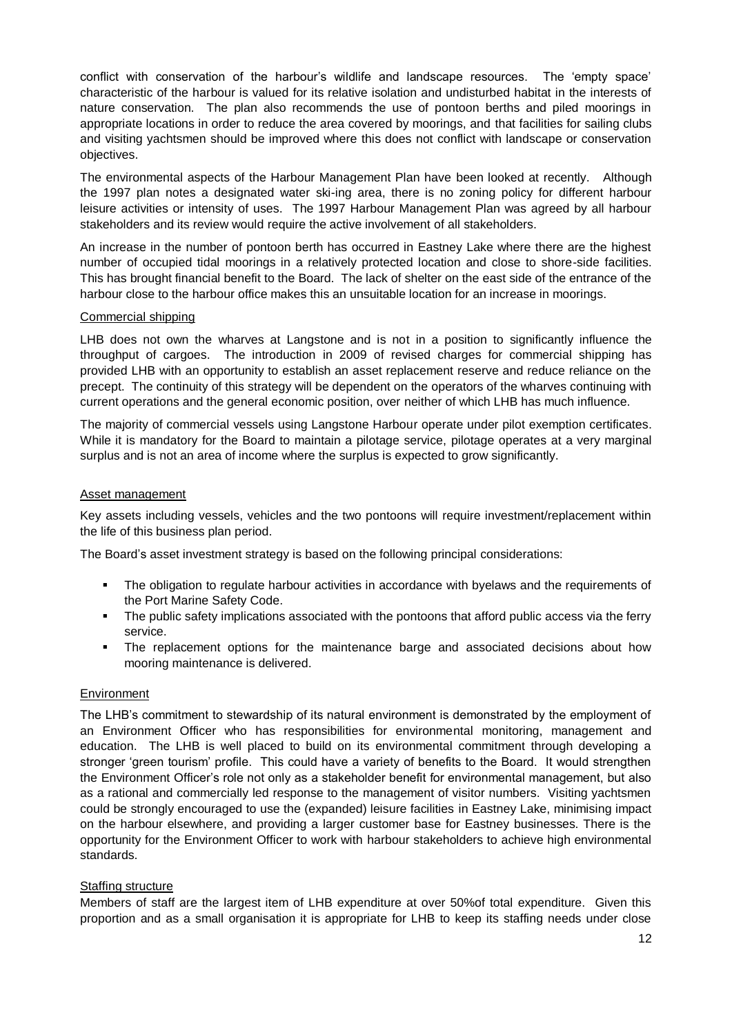conflict with conservation of the harbour's wildlife and landscape resources. The 'empty space' characteristic of the harbour is valued for its relative isolation and undisturbed habitat in the interests of nature conservation. The plan also recommends the use of pontoon berths and piled moorings in appropriate locations in order to reduce the area covered by moorings, and that facilities for sailing clubs and visiting yachtsmen should be improved where this does not conflict with landscape or conservation objectives.

The environmental aspects of the Harbour Management Plan have been looked at recently. Although the 1997 plan notes a designated water ski-ing area, there is no zoning policy for different harbour leisure activities or intensity of uses. The 1997 Harbour Management Plan was agreed by all harbour stakeholders and its review would require the active involvement of all stakeholders.

An increase in the number of pontoon berth has occurred in Eastney Lake where there are the highest number of occupied tidal moorings in a relatively protected location and close to shore-side facilities. This has brought financial benefit to the Board. The lack of shelter on the east side of the entrance of the harbour close to the harbour office makes this an unsuitable location for an increase in moorings.

<u>Commercial shipping</u>

LHB does not own the wharves at Langstone and is not in a position to significantly influence the throughput of cargoes. The introduction in 2009 of revised charges for commercial shipping has provided LHB with an opportunity to establish an asset replacement reserve and reduce reliance on the precept. The continuity of this strategy will be dependent on the operators of the wharves continuing with current operations and the general economic position, over neither of which LHB has much influence.

The majority of commercial vessels using Langstone Harbour operate under pilot exemption certificates. While it is mandatory for the Board to maintain a pilotage service, pilotage operates at a very marginal surplus and is not an area of income where the surplus is expected to grow significantly.

<u>Asset management</u>

Key assets including vessels, vehicles and the two pontoons will require investment/replacement within the life of this business plan period.

The Board's asset investment strategy is based on the following principal considerations:

- The obligation to regulate harbour activities in accordance with byelaws and the requirements of the Port Marine Safety Code.
- The public safety implications associated with the pontoons that afford public access via the ferry service.
- The replacement options for the maintenance barge and associated decisions about how mooring maintenance is delivered.

<u>Environment</u>

The LHB's commitment to stewardship of its natural environment is demonstrated by the employment of an Environment Officer who has responsibilities for environmental monitoring, management and education. The LHB is well placed to build on its environmental commitment through developing a stronger 'green tourism' profile. This could have a variety of benefits to the Board. It would strengthen the Environment Officer's role not only as a stakeholder benefit for environmental management, but also as a rational and commercially led response to the management of visitor numbers. Visiting yachtsmen could be strongly encouraged to use the (expanded) leisure facilities in Eastney Lake, minimising impact on the harbour elsewhere, and providing a larger customer base for Eastney businesses. There is the opportunity for the Environment Officer to work with harbour stakeholders to achieve high environmental standards.

<u>Staffing structure</u>

Members of staff are the largest item of LHB expenditure at over 50%of total expenditure. Given this proportion and as a small organisation it is appropriate for LHB to keep its staffing needs under close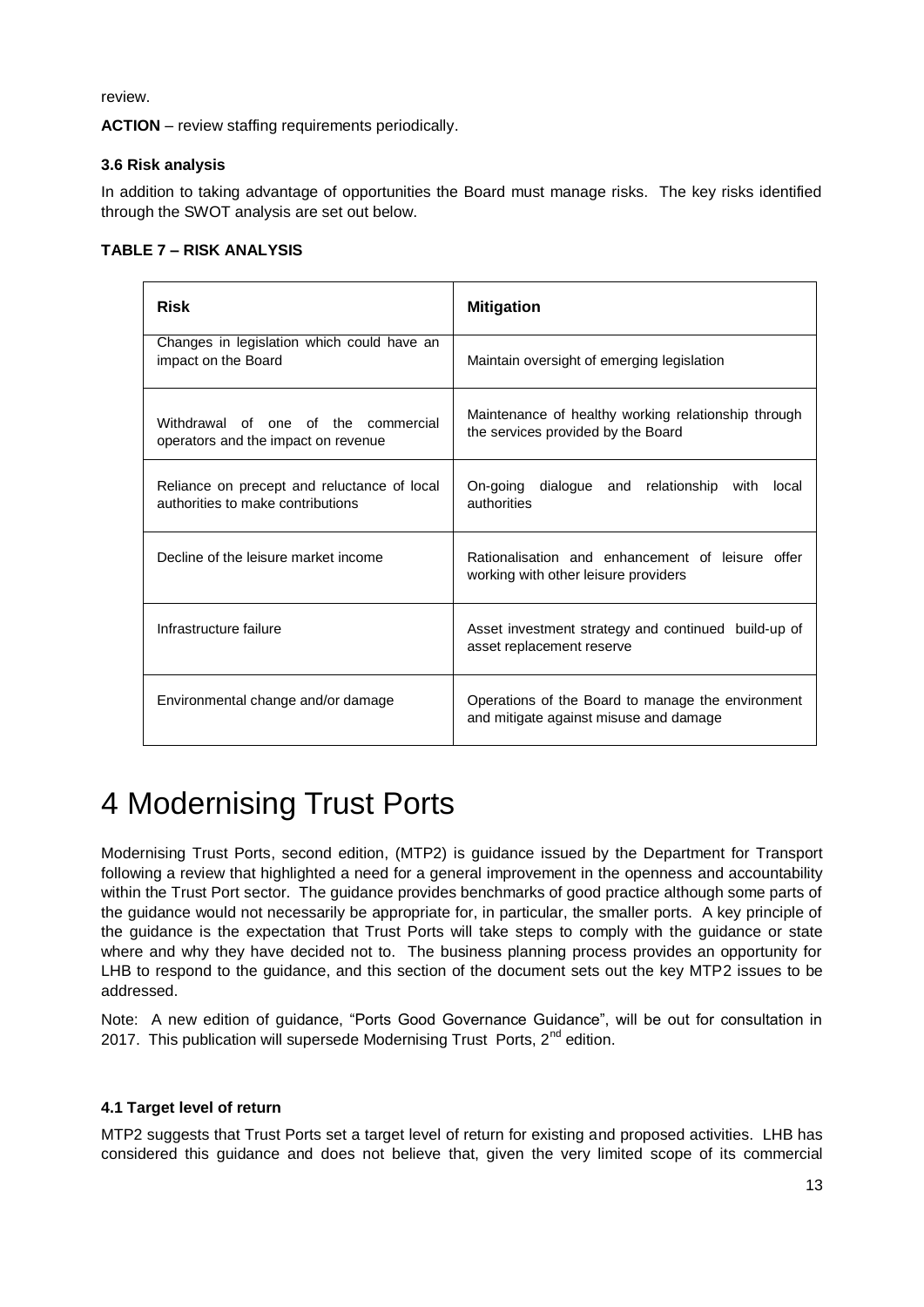review.

**ACTION** – review staffing requirements periodically.

### 3.6 Risk analysis

In addition to taking advantage of opportunities the Board must manage risks. The key risks identified through the SWOT analysis are set out below.

**TABLE 7 – RISK ANALYSIS**

| Risk | Mitigation |
| --- | --- |
| Changes in legislation which could have an impact on the Board | Maintain oversight of emerging legislation |
| Withdrawal of one of the commercial operators and the impact on revenue | Maintenance of healthy working relationship through the services provided by the Board |
| Reliance on precept and reluctance of local authorities to make contributions | On-going dialogue and relationship with local authorities |
| Decline of the leisure market income | Rationalisation and enhancement of leisure offer working with other leisure providers |
| Infrastructure failure | Asset investment strategy and continued build-up of asset replacement reserve |
| Environmental change and/or damage | Operations of the Board to manage the environment and mitigate against misuse and damage |

# 4 Modernising Trust Ports

Modernising Trust Ports, second edition, (MTP2) is guidance issued by the Department for Transport following a review that highlighted a need for a general improvement in the openness and accountability within the Trust Port sector. The guidance provides benchmarks of good practice although some parts of the guidance would not necessarily be appropriate for, in particular, the smaller ports. A key principle of the guidance is the expectation that Trust Ports will take steps to comply with the guidance or state where and why they have decided not to. The business planning process provides an opportunity for LHB to respond to the guidance, and this section of the document sets out the key MTP2 issues to be addressed.

Note: A new edition of guidance, "Ports Good Governance Guidance", will be out for consultation in 2017. This publication will supersede Modernising Trust Ports, 2nd edition.

### 4.1 Target level of return

MTP2 suggests that Trust Ports set a target level of return for existing and proposed activities. LHB has considered this guidance and does not believe that, given the very limited scope of its commercial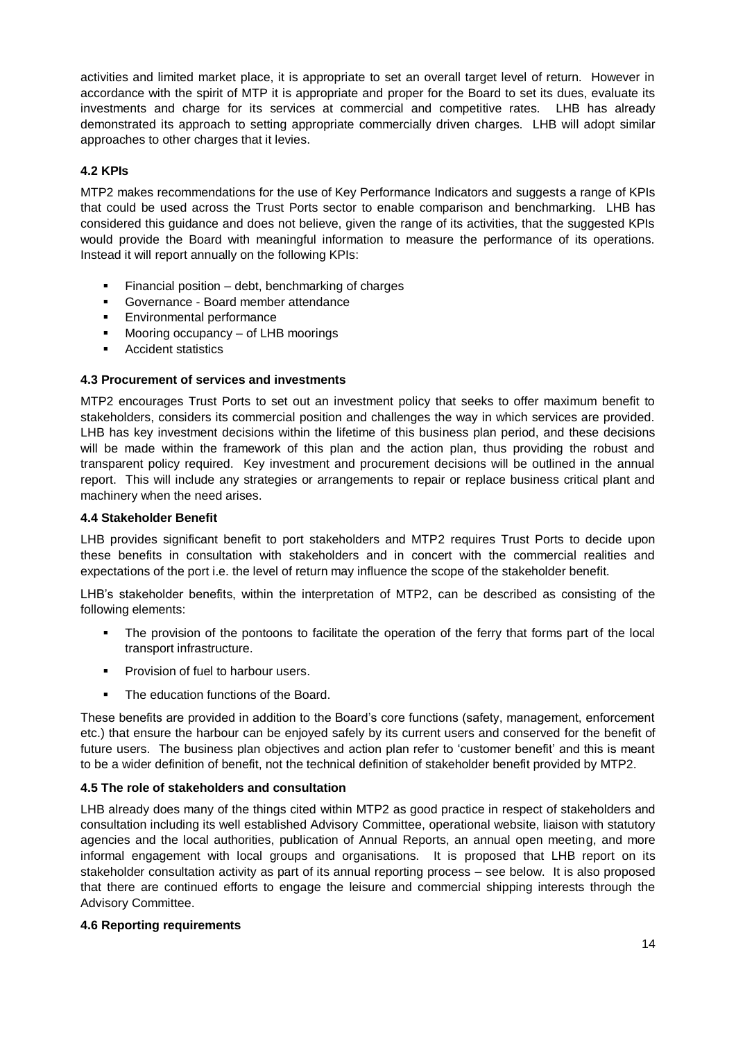activities and limited market place, it is appropriate to set an overall target level of return. However in accordance with the spirit of MTP it is appropriate and proper for the Board to set its dues, evaluate its investments and charge for its services at commercial and competitive rates. LHB has already demonstrated its approach to setting appropriate commercially driven charges. LHB will adopt similar approaches to other charges that it levies.

### 4.2 KPIs

MTP2 makes recommendations for the use of Key Performance Indicators and suggests a range of KPIs that could be used across the Trust Ports sector to enable comparison and benchmarking. LHB has considered this guidance and does not believe, given the range of its activities, that the suggested KPIs would provide the Board with meaningful information to measure the performance of its operations. Instead it will report annually on the following KPIs:

- Financial position – debt, benchmarking of charges
- Governance - Board member attendance
- Environmental performance
- Mooring occupancy – of LHB moorings
- Accident statistics

### 4.3 Procurement of services and investments

MTP2 encourages Trust Ports to set out an investment policy that seeks to offer maximum benefit to stakeholders, considers its commercial position and challenges the way in which services are provided. LHB has key investment decisions within the lifetime of this business plan period, and these decisions will be made within the framework of this plan and the action plan, thus providing the robust and transparent policy required. Key investment and procurement decisions will be outlined in the annual report. This will include any strategies or arrangements to repair or replace business critical plant and machinery when the need arises.

### 4.4 Stakeholder Benefit

LHB provides significant benefit to port stakeholders and MTP2 requires Trust Ports to decide upon these benefits in consultation with stakeholders and in concert with the commercial realities and expectations of the port i.e. the level of return may influence the scope of the stakeholder benefit.

LHB's stakeholder benefits, within the interpretation of MTP2, can be described as consisting of the following elements:

- The provision of the pontoons to facilitate the operation of the ferry that forms part of the local transport infrastructure.
- Provision of fuel to harbour users.
- The education functions of the Board.

These benefits are provided in addition to the Board's core functions (safety, management, enforcement etc.) that ensure the harbour can be enjoyed safely by its current users and conserved for the benefit of future users. The business plan objectives and action plan refer to 'customer benefit' and this is meant to be a wider definition of benefit, not the technical definition of stakeholder benefit provided by MTP2.

### 4.5 The role of stakeholders and consultation

LHB already does many of the things cited within MTP2 as good practice in respect of stakeholders and consultation including its well established Advisory Committee, operational website, liaison with statutory agencies and the local authorities, publication of Annual Reports, an annual open meeting, and more informal engagement with local groups and organisations. It is proposed that LHB report on its stakeholder consultation activity as part of its annual reporting process – see below. It is also proposed that there are continued efforts to engage the leisure and commercial shipping interests through the Advisory Committee.

### 4.6 Reporting requirements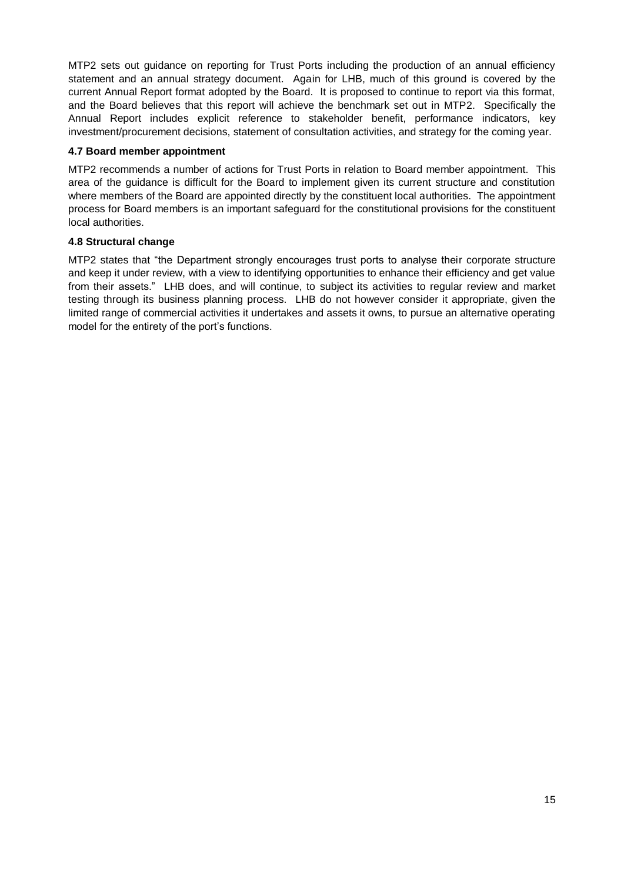MTP2 sets out guidance on reporting for Trust Ports including the production of an annual efficiency statement and an annual strategy document. Again for LHB, much of this ground is covered by the current Annual Report format adopted by the Board. It is proposed to continue to report via this format, and the Board believes that this report will achieve the benchmark set out in MTP2. Specifically the Annual Report includes explicit reference to stakeholder benefit, performance indicators, key investment/procurement decisions, statement of consultation activities, and strategy for the coming year.

### 4.7 Board member appointment

MTP2 recommends a number of actions for Trust Ports in relation to Board member appointment. This area of the guidance is difficult for the Board to implement given its current structure and constitution where members of the Board are appointed directly by the constituent local authorities. The appointment process for Board members is an important safeguard for the constitutional provisions for the constituent local authorities.

### 4.8 Structural change

MTP2 states that "the Department strongly encourages trust ports to analyse their corporate structure and keep it under review, with a view to identifying opportunities to enhance their efficiency and get value from their assets." LHB does, and will continue, to subject its activities to regular review and market testing through its business planning process. LHB do not however consider it appropriate, given the limited range of commercial activities it undertakes and assets it owns, to pursue an alternative operating model for the entirety of the port's functions.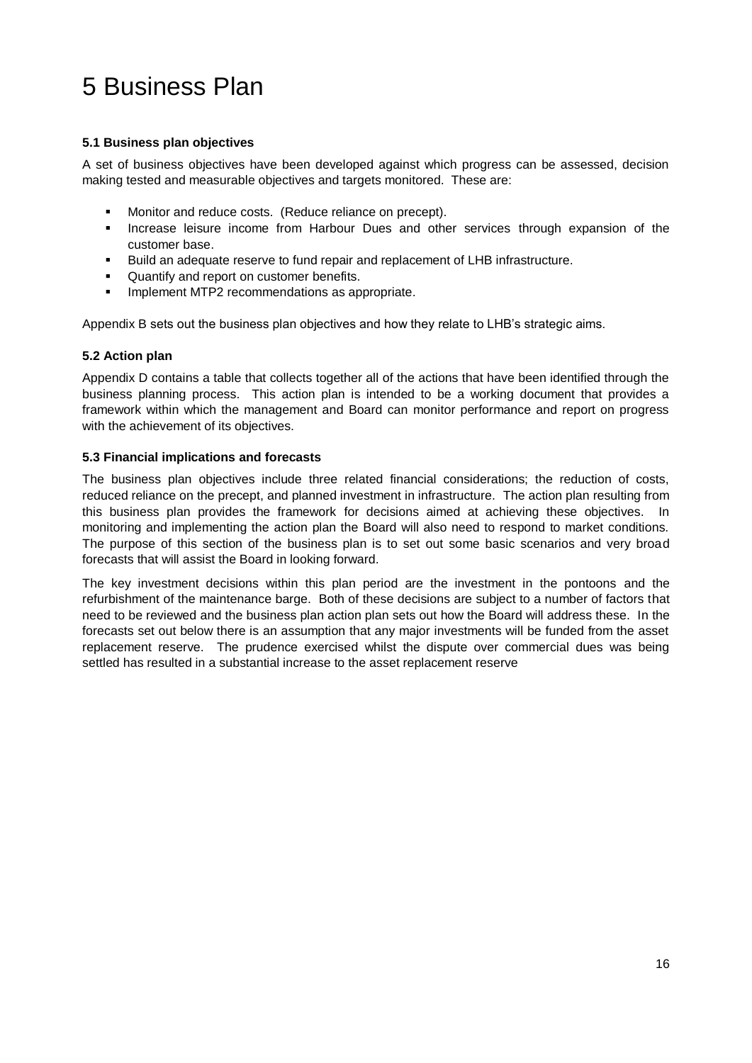# 5 Business Plan

### 5.1 Business plan objectives

A set of business objectives have been developed against which progress can be assessed, decision making tested and measurable objectives and targets monitored. These are:

- Monitor and reduce costs. (Reduce reliance on precept).
- Increase leisure income from Harbour Dues and other services through expansion of the customer base.
- Build an adequate reserve to fund repair and replacement of LHB infrastructure.
- Quantify and report on customer benefits.
- Implement MTP2 recommendations as appropriate.

Appendix B sets out the business plan objectives and how they relate to LHB's strategic aims.

### 5.2 Action plan

Appendix D contains a table that collects together all of the actions that have been identified through the business planning process. This action plan is intended to be a working document that provides a framework within which the management and Board can monitor performance and report on progress with the achievement of its objectives.

### 5.3 Financial implications and forecasts

The business plan objectives include three related financial considerations; the reduction of costs, reduced reliance on the precept, and planned investment in infrastructure. The action plan resulting from this business plan provides the framework for decisions aimed at achieving these objectives. In monitoring and implementing the action plan the Board will also need to respond to market conditions. The purpose of this section of the business plan is to set out some basic scenarios and very broad forecasts that will assist the Board in looking forward.

The key investment decisions within this plan period are the investment in the pontoons and the refurbishment of the maintenance barge. Both of these decisions are subject to a number of factors that need to be reviewed and the business plan action plan sets out how the Board will address these. In the forecasts set out below there is an assumption that any major investments will be funded from the asset replacement reserve. The prudence exercised whilst the dispute over commercial dues was being settled has resulted in a substantial increase to the asset replacement reserve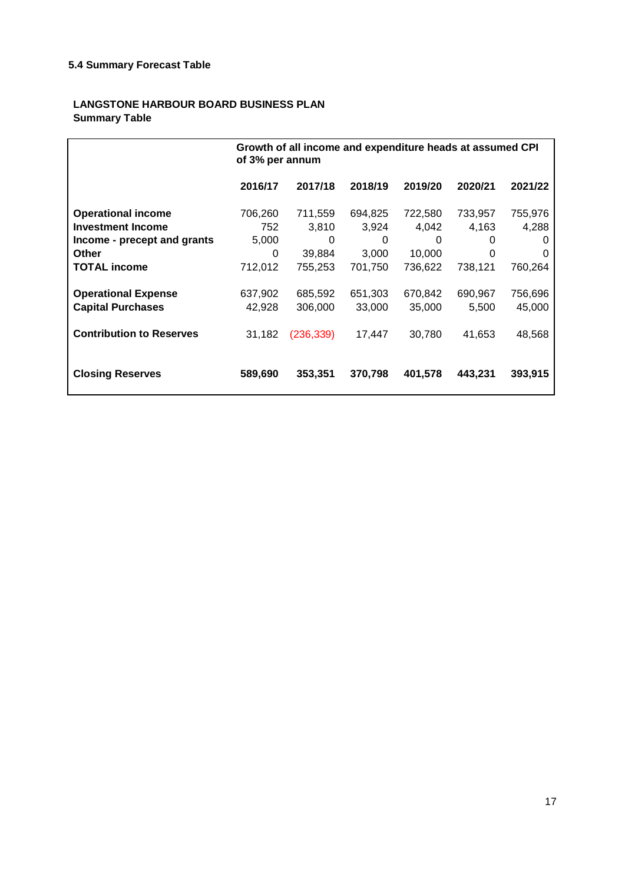### 5.4 Summary Forecast Table

**LANGSTONE HARBOUR BOARD BUSINESS PLAN**
**Summary Table**

| | Growth of all income and expenditure heads at assumed CPI of 3% per annum | | | | | |
|---|---|---|---|---|---|---|
| | **2016/17** | **2017/18** | **2018/19** | **2019/20** | **2020/21** | **2021/22** |
| **Operational income** | 706,260 | 711,559 | 694,825 | 722,580 | 733,957 | 755,976 |
| **Investment Income** | 752 | 3,810 | 3,924 | 4,042 | 4,163 | 4,288 |
| **Income - precept and grants** | 5,000 | 0 | 0 | 0 | 0 | 0 |
| **Other** | 0 | 39,884 | 3,000 | 10,000 | 0 | 0 |
| **TOTAL income** | 712,012 | 755,253 | 701,750 | 736,622 | 738,121 | 760,264 |
| **Operational Expense** | 637,902 | 685,592 | 651,303 | 670,842 | 690,967 | 756,696 |
| **Capital Purchases** | 42,928 | 306,000 | 33,000 | 35,000 | 5,500 | 45,000 |
| **Contribution to Reserves** | 31,182 | (236,339) | 17,447 | 30,780 | 41,653 | 48,568 |
| **Closing Reserves** | **589,690** | **353,351** | **370,798** | **401,578** | **443,231** | **393,915** |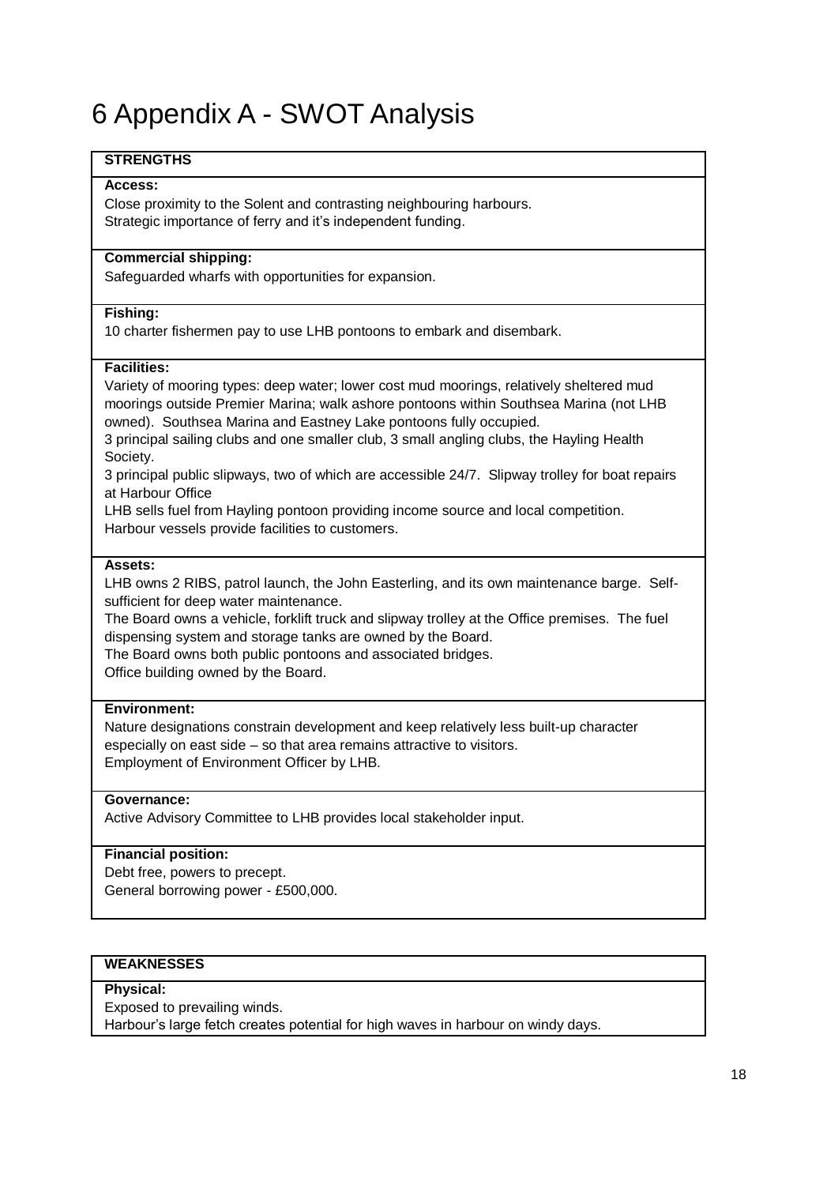# 6 Appendix A - SWOT Analysis

| **STRENGTHS** |
| --- |
| **Access:**<br>Close proximity to the Solent and contrasting neighbouring harbours.<br>Strategic importance of ferry and it's independent funding. |
| **Commercial shipping:**<br>Safeguarded wharfs with opportunities for expansion. |
| **Fishing:**<br>10 charter fishermen pay to use LHB pontoons to embark and disembark. |
| **Facilities:**<br>Variety of mooring types: deep water; lower cost mud moorings, relatively sheltered mud moorings outside Premier Marina; walk ashore pontoons within Southsea Marina (not LHB owned). Southsea Marina and Eastney Lake pontoons fully occupied.<br>3 principal sailing clubs and one smaller club, 3 small angling clubs, the Hayling Health Society.<br>3 principal public slipways, two of which are accessible 24/7. Slipway trolley for boat repairs at Harbour Office<br>LHB sells fuel from Hayling pontoon providing income source and local competition.<br>Harbour vessels provide facilities to customers. |
| **Assets:**<br>LHB owns 2 RIBS, patrol launch, the John Easterling, and its own maintenance barge. Self-sufficient for deep water maintenance.<br>The Board owns a vehicle, forklift truck and slipway trolley at the Office premises. The fuel dispensing system and storage tanks are owned by the Board.<br>The Board owns both public pontoons and associated bridges.<br>Office building owned by the Board. |
| **Environment:**<br>Nature designations constrain development and keep relatively less built-up character especially on east side – so that area remains attractive to visitors.<br>Employment of Environment Officer by LHB. |
| **Governance:**<br>Active Advisory Committee to LHB provides local stakeholder input. |
| **Financial position:**<br>Debt free, powers to precept.<br>General borrowing power - £500,000. |

| **WEAKNESSES** |
| --- |
| **Physical:**<br>Exposed to prevailing winds.<br>Harbour's large fetch creates potential for high waves in harbour on windy days. |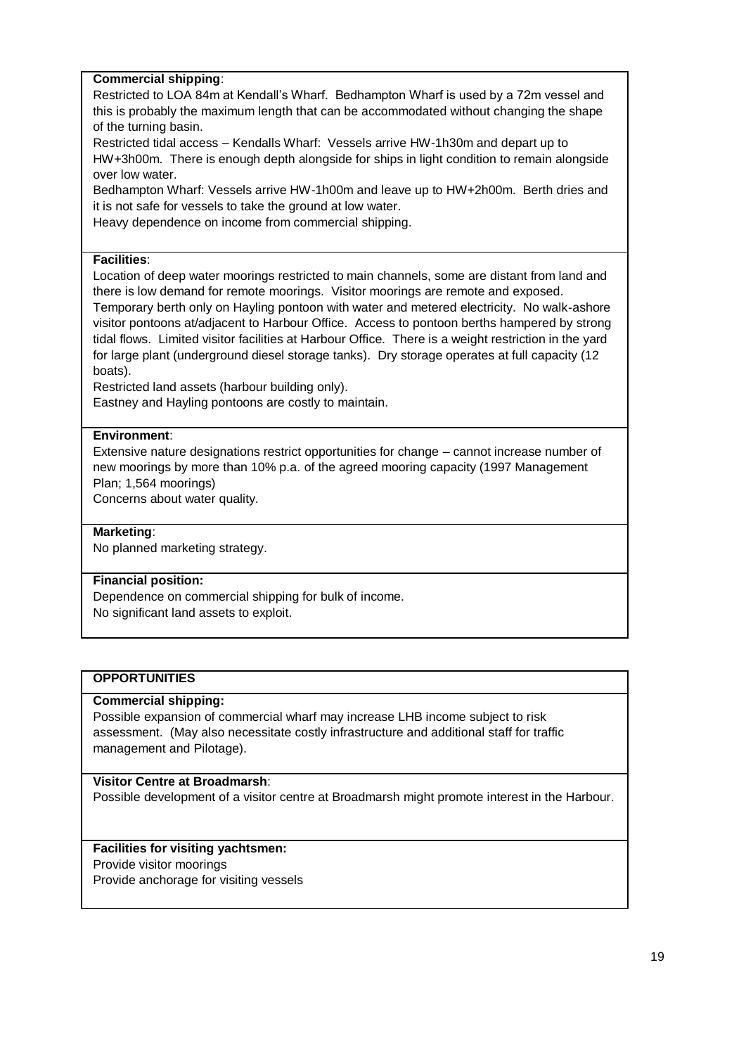**Commercial shipping**:
Restricted to LOA 84m at Kendall's Wharf. Bedhampton Wharf is used by a 72m vessel and this is probably the maximum length that can be accommodated without changing the shape of the turning basin.
Restricted tidal access – Kendalls Wharf: Vessels arrive HW-1h30m and depart up to HW+3h00m. There is enough depth alongside for ships in light condition to remain alongside over low water.
Bedhampton Wharf: Vessels arrive HW-1h00m and leave up to HW+2h00m. Berth dries and it is not safe for vessels to take the ground at low water.
Heavy dependence on income from commercial shipping.

**Facilities**:
Location of deep water moorings restricted to main channels, some are distant from land and there is low demand for remote moorings. Visitor moorings are remote and exposed.
Temporary berth only on Hayling pontoon with water and metered electricity. No walk-ashore visitor pontoons at/adjacent to Harbour Office. Access to pontoon berths hampered by strong tidal flows. Limited visitor facilities at Harbour Office. There is a weight restriction in the yard for large plant (underground diesel storage tanks). Dry storage operates at full capacity (12 boats).
Restricted land assets (harbour building only).
Eastney and Hayling pontoons are costly to maintain.

**Environment**:
Extensive nature designations restrict opportunities for change – cannot increase number of new moorings by more than 10% p.a. of the agreed mooring capacity (1997 Management Plan; 1,564 moorings)
Concerns about water quality.

**Marketing**:
No planned marketing strategy.

**Financial position:**
Dependence on commercial shipping for bulk of income.
No significant land assets to exploit.

## OPPORTUNITIES

**Commercial shipping:**
Possible expansion of commercial wharf may increase LHB income subject to risk assessment. (May also necessitate costly infrastructure and additional staff for traffic management and Pilotage).

**Visitor Centre at Broadmarsh**:
Possible development of a visitor centre at Broadmarsh might promote interest in the Harbour.

**Facilities for visiting yachtsmen:**
Provide visitor moorings
Provide anchorage for visiting vessels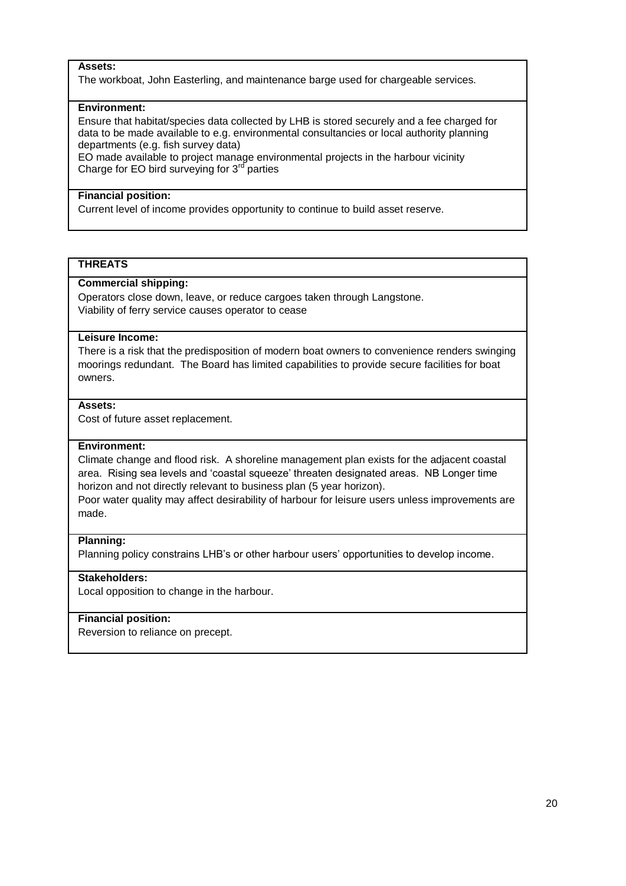**Assets:**

The workboat, John Easterling, and maintenance barge used for chargeable services.

**Environment:**

Ensure that habitat/species data collected by LHB is stored securely and a fee charged for data to be made available to e.g. environmental consultancies or local authority planning departments (e.g. fish survey data)

EO made available to project manage environmental projects in the harbour vicinity

Charge for EO bird surveying for 3rd parties

**Financial position:**

Current level of income provides opportunity to continue to build asset reserve.

**THREATS**

**Commercial shipping:**

Operators close down, leave, or reduce cargoes taken through Langstone.

Viability of ferry service causes operator to cease

**Leisure Income:**

There is a risk that the predisposition of modern boat owners to convenience renders swinging moorings redundant. The Board has limited capabilities to provide secure facilities for boat owners.

**Assets:**

Cost of future asset replacement.

**Environment:**

Climate change and flood risk. A shoreline management plan exists for the adjacent coastal area. Rising sea levels and 'coastal squeeze' threaten designated areas. NB Longer time horizon and not directly relevant to business plan (5 year horizon).

Poor water quality may affect desirability of harbour for leisure users unless improvements are made.

**Planning:**

Planning policy constrains LHB's or other harbour users' opportunities to develop income.

**Stakeholders:**

Local opposition to change in the harbour.

**Financial position:**

Reversion to reliance on precept.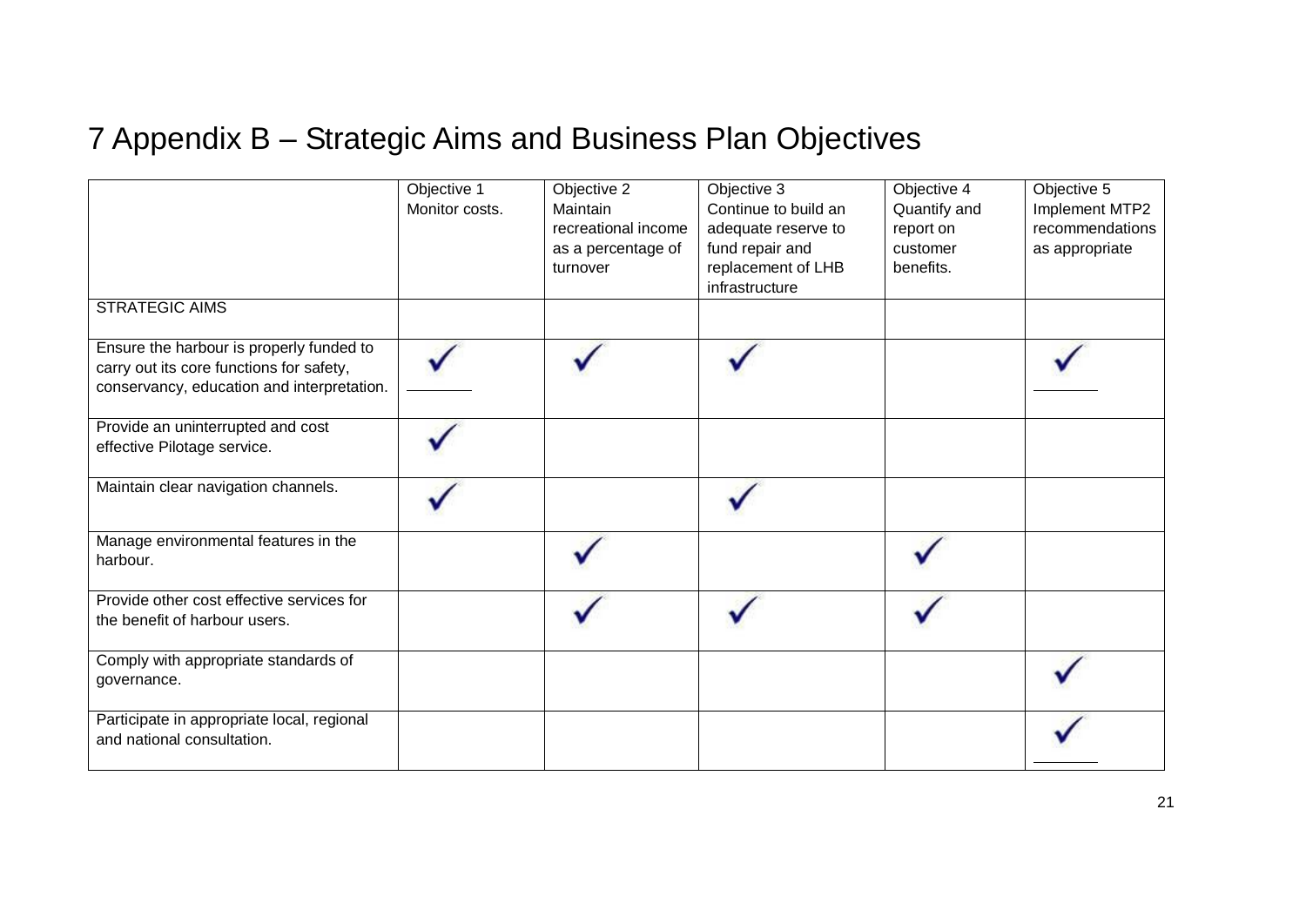# 7 Appendix B – Strategic Aims and Business Plan Objectives

| | Objective 1 Monitor costs. | Objective 2 Maintain recreational income as a percentage of turnover | Objective 3 Continue to build an adequate reserve to fund repair and replacement of LHB infrastructure | Objective 4 Quantify and report on customer benefits. | Objective 5 Implement MTP2 recommendations as appropriate |
|---|---|---|---|---|---|
| STRATEGIC AIMS | | | | | |
| Ensure the harbour is properly funded to carry out its core functions for safety, conservancy, education and interpretation. | ✓ | ✓ | ✓ | | ✓ |
| Provide an uninterrupted and cost effective Pilotage service. | ✓ | | | | |
| Maintain clear navigation channels. | ✓ | | ✓ | | |
| Manage environmental features in the harbour. | | ✓ | | ✓ | |
| Provide other cost effective services for the benefit of harbour users. | | ✓ | ✓ | ✓ | |
| Comply with appropriate standards of governance. | | | | | ✓ |
| Participate in appropriate local, regional and national consultation. | | | | | ✓ |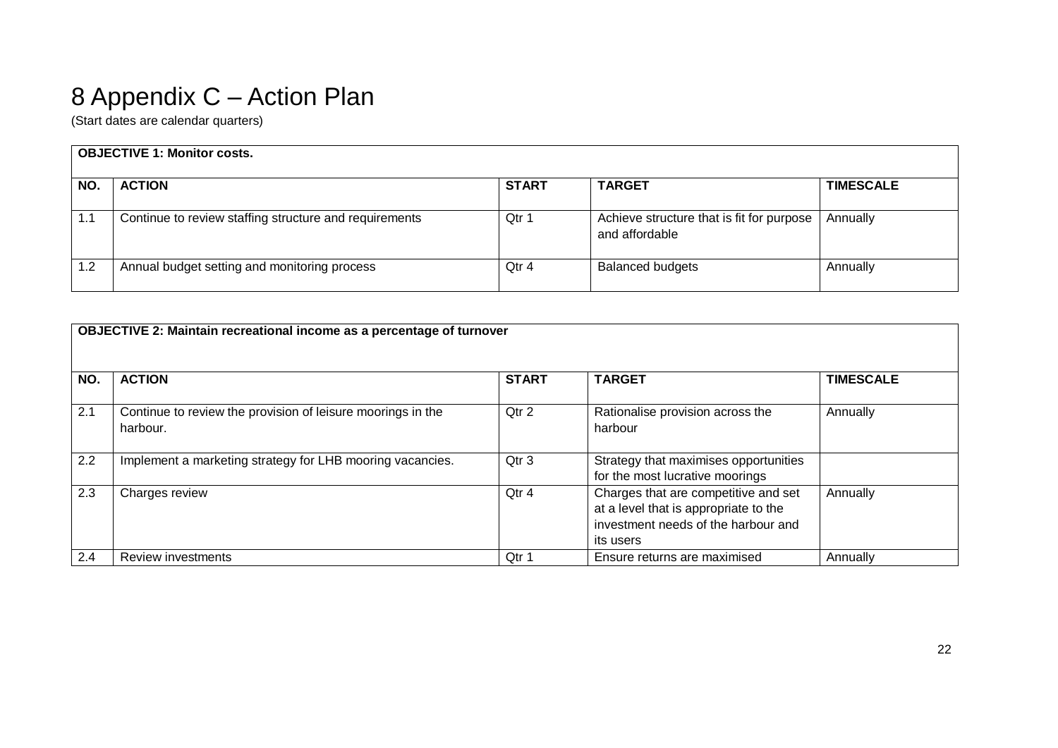# 8 Appendix C – Action Plan

(Start dates are calendar quarters)

| **OBJECTIVE 1: Monitor costs.** | | | | |
|---|---|---|---|---|
| **NO.** | **ACTION** | **START** | **TARGET** | **TIMESCALE** |
| 1.1 | Continue to review staffing structure and requirements | Qtr 1 | Achieve structure that is fit for purpose and affordable | Annually |
| 1.2 | Annual budget setting and monitoring process | Qtr 4 | Balanced budgets | Annually |

| **OBJECTIVE 2: Maintain recreational income as a percentage of turnover** | | | | |
|---|---|---|---|---|
| **NO.** | **ACTION** | **START** | **TARGET** | **TIMESCALE** |
| 2.1 | Continue to review the provision of leisure moorings in the harbour. | Qtr 2 | Rationalise provision across the harbour | Annually |
| 2.2 | Implement a marketing strategy for LHB mooring vacancies. | Qtr 3 | Strategy that maximises opportunities for the most lucrative moorings | |
| 2.3 | Charges review | Qtr 4 | Charges that are competitive and set at a level that is appropriate to the investment needs of the harbour and its users | Annually |
| 2.4 | Review investments | Qtr 1 | Ensure returns are maximised | Annually |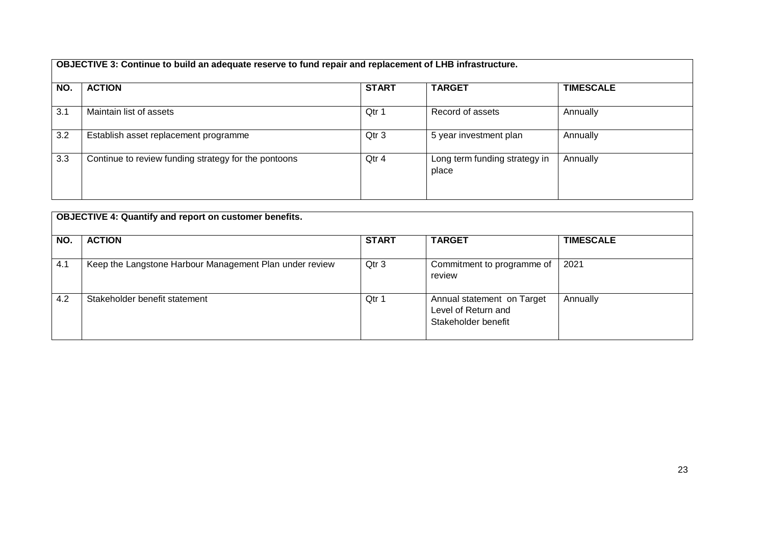| **OBJECTIVE 3: Continue to build an adequate reserve to fund repair and replacement of LHB infrastructure.** | | | | |
|---|---|---|---|---|
| **NO.** | **ACTION** | **START** | **TARGET** | **TIMESCALE** |
| 3.1 | Maintain list of assets | Qtr 1 | Record of assets | Annually |
| 3.2 | Establish asset replacement programme | Qtr 3 | 5 year investment plan | Annually |
| 3.3 | Continue to review funding strategy for the pontoons | Qtr 4 | Long term funding strategy in place | Annually |

| **OBJECTIVE 4: Quantify and report on customer benefits.** | | | | |
|---|---|---|---|---|
| **NO.** | **ACTION** | **START** | **TARGET** | **TIMESCALE** |
| 4.1 | Keep the Langstone Harbour Management Plan under review | Qtr 3 | Commitment to programme of review | 2021 |
| 4.2 | Stakeholder benefit statement | Qtr 1 | Annual statement on Target Level of Return and Stakeholder benefit | Annually |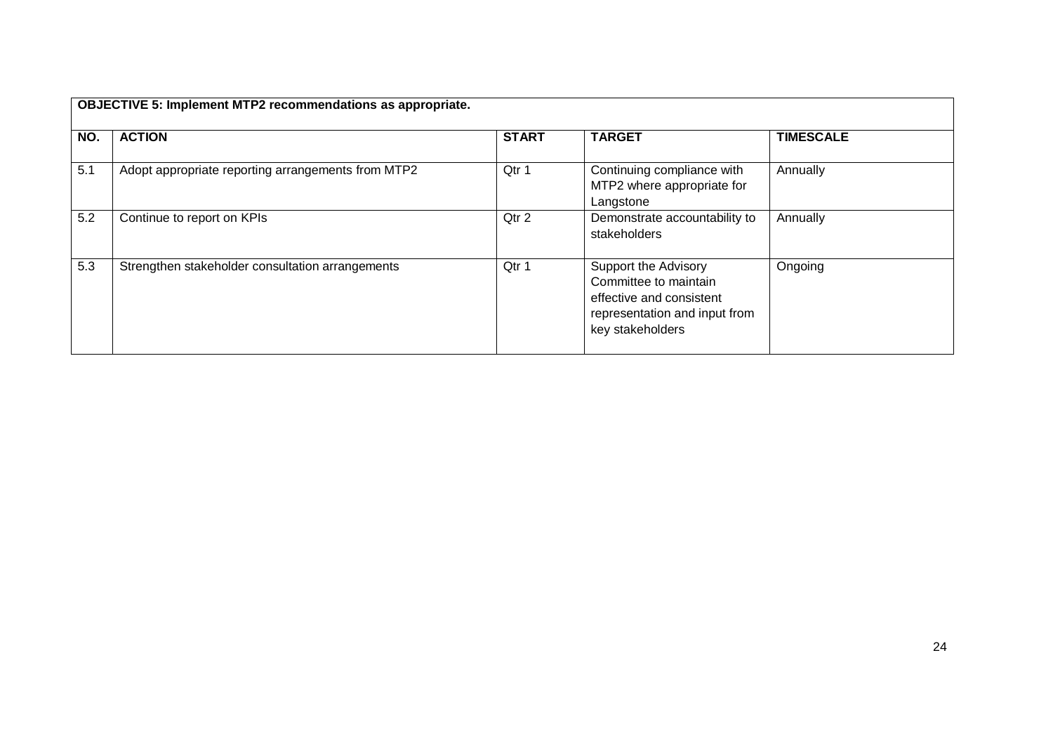| **OBJECTIVE 5: Implement MTP2 recommendations as appropriate.** | | | | |
|---|---|---|---|---|
| **NO.** | **ACTION** | **START** | **TARGET** | **TIMESCALE** |
| 5.1 | Adopt appropriate reporting arrangements from MTP2 | Qtr 1 | Continuing compliance with MTP2 where appropriate for Langstone | Annually |
| 5.2 | Continue to report on KPIs | Qtr 2 | Demonstrate accountability to stakeholders | Annually |
| 5.3 | Strengthen stakeholder consultation arrangements | Qtr 1 | Support the Advisory Committee to maintain effective and consistent representation and input from key stakeholders | Ongoing |